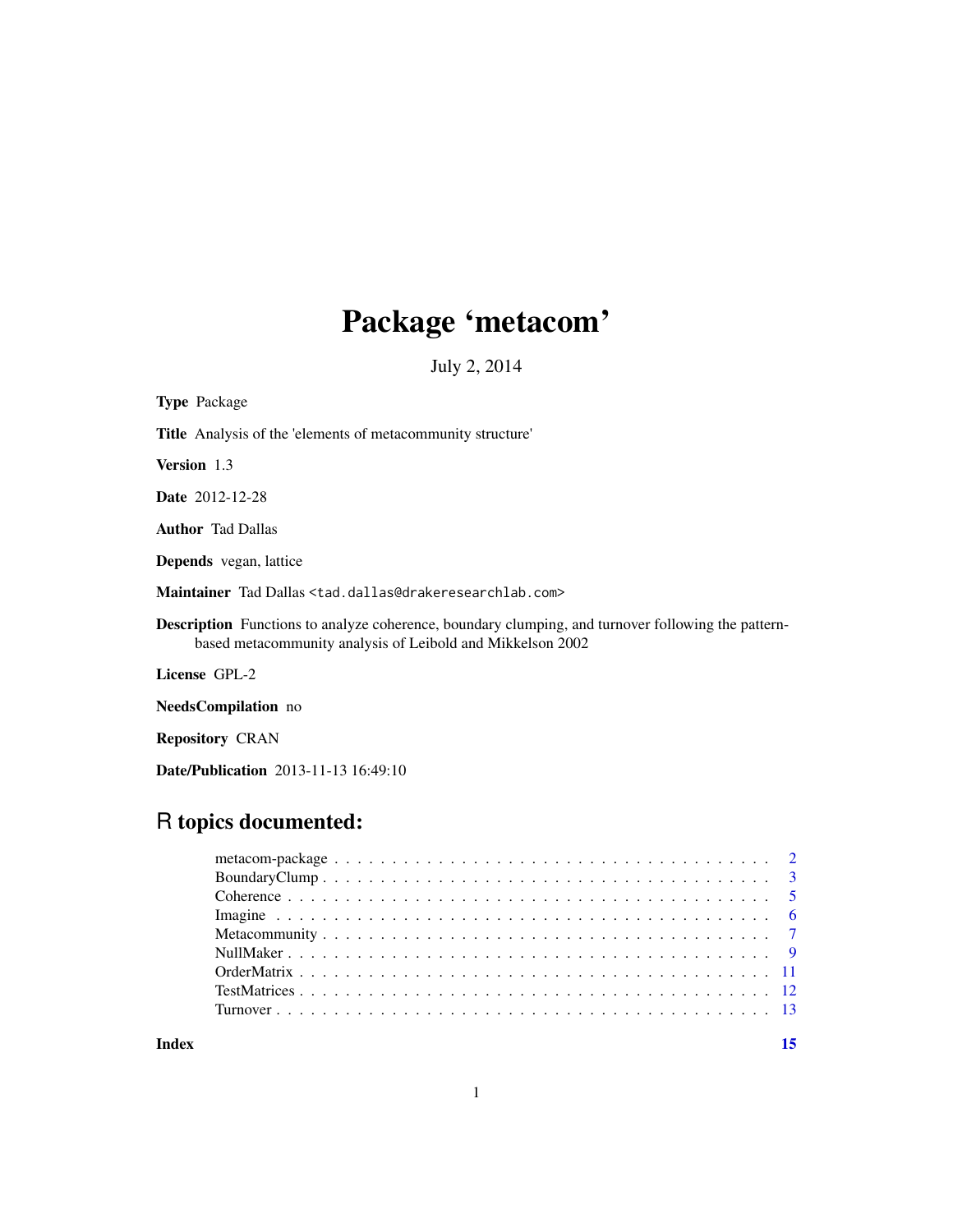# Package 'metacom'

July 2, 2014

**Type** Package

**Title** Analysis of the 'elements of metacommunity structure'

**Version** 1.3

**Date** 2012-12-28

**Author** Tad Dallas

**Depends** vegan, lattice

**Maintainer** Tad Dallas <tad.dallas@drakeresearchlab.com>

**Description** Functions to analyze coherence, boundary clumping, and turnover following the pattern-based metacommunity analysis of Leibold and Mikkelson 2002

**License** GPL-2

**NeedsCompilation** no

**Repository** CRAN

**Date/Publication** 2013-11-13 16:49:10

## R topics documented:

metacom-package . . . . . . . . . . . . . . . . . . . . . . . . . . . . . . . . . . . . . 2
BoundaryClump . . . . . . . . . . . . . . . . . . . . . . . . . . . . . . . . . . . . . . 3
Coherence . . . . . . . . . . . . . . . . . . . . . . . . . . . . . . . . . . . . . . . . . 5
Imagine . . . . . . . . . . . . . . . . . . . . . . . . . . . . . . . . . . . . . . . . . . 6
Metacommunity . . . . . . . . . . . . . . . . . . . . . . . . . . . . . . . . . . . . . . 7
NullMaker . . . . . . . . . . . . . . . . . . . . . . . . . . . . . . . . . . . . . . . . . 9
OrderMatrix . . . . . . . . . . . . . . . . . . . . . . . . . . . . . . . . . . . . . . . 11
TestMatrices . . . . . . . . . . . . . . . . . . . . . . . . . . . . . . . . . . . . . . . 12
Turnover . . . . . . . . . . . . . . . . . . . . . . . . . . . . . . . . . . . . . . . . . 13

**Index** **15**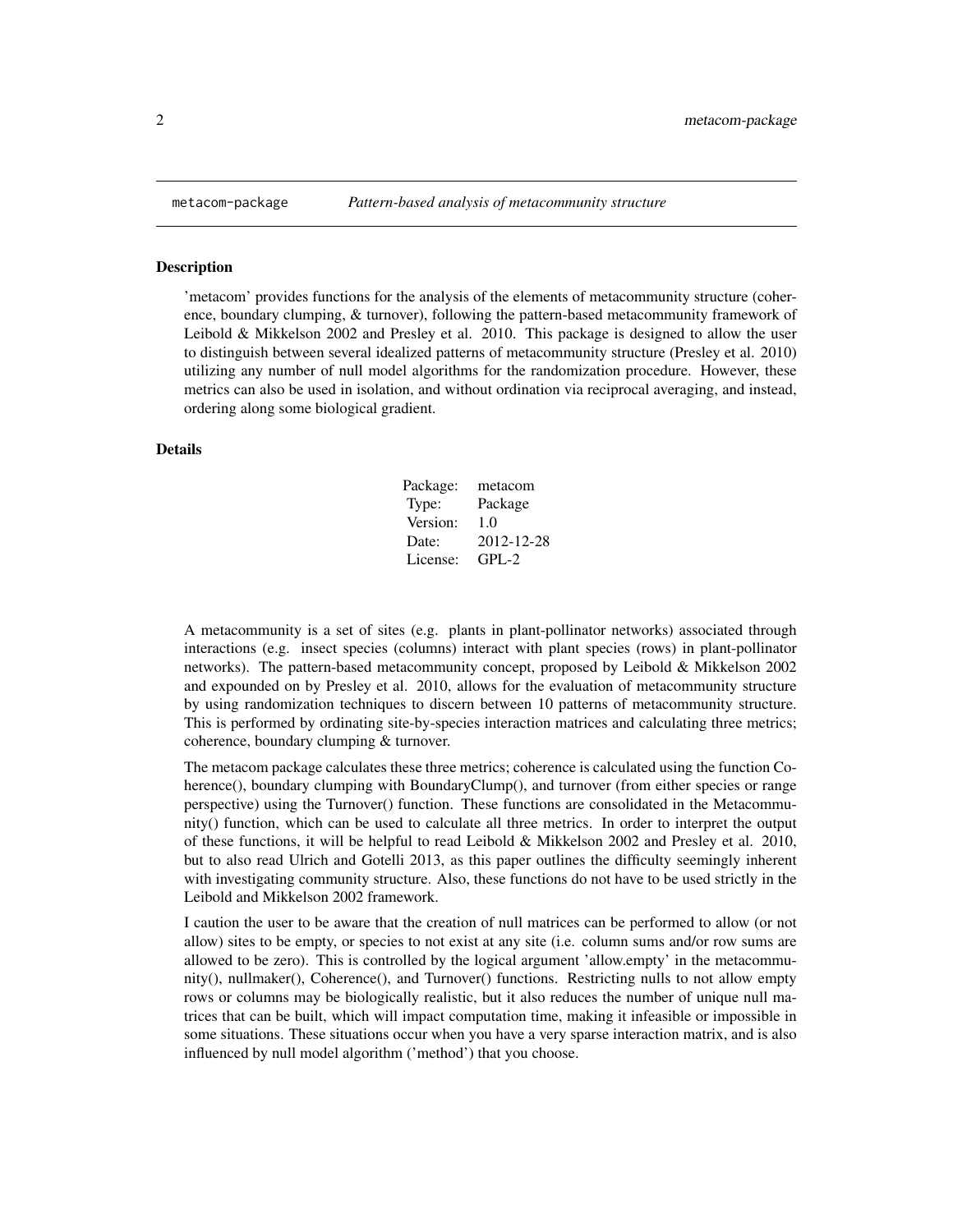# metacom-package *Pattern-based analysis of metacommunity structure*

## Description

'metacom' provides functions for the analysis of the elements of metacommunity structure (coherence, boundary clumping, & turnover), following the pattern-based metacommunity framework of Leibold & Mikkelson 2002 and Presley et al. 2010. This package is designed to allow the user to distinguish between several idealized patterns of metacommunity structure (Presley et al. 2010) utilizing any number of null model algorithms for the randomization procedure. However, these metrics can also be used in isolation, and without ordination via reciprocal averaging, and instead, ordering along some biological gradient.

## Details

| | |
|---|---|
| Package: | metacom |
| Type: | Package |
| Version: | 1.0 |
| Date: | 2012-12-28 |
| License: | GPL-2 |

A metacommunity is a set of sites (e.g. plants in plant-pollinator networks) associated through interactions (e.g. insect species (columns) interact with plant species (rows) in plant-pollinator networks). The pattern-based metacommunity concept, proposed by Leibold & Mikkelson 2002 and expounded on by Presley et al. 2010, allows for the evaluation of metacommunity structure by using randomization techniques to discern between 10 patterns of metacommunity structure. This is performed by ordinating site-by-species interaction matrices and calculating three metrics; coherence, boundary clumping & turnover.

The metacom package calculates these three metrics; coherence is calculated using the function Coherence(), boundary clumping with BoundaryClump(), and turnover (from either species or range perspective) using the Turnover() function. These functions are consolidated in the Metacommunity() function, which can be used to calculate all three metrics. In order to interpret the output of these functions, it will be helpful to read Leibold & Mikkelson 2002 and Presley et al. 2010, but to also read Ulrich and Gotelli 2013, as this paper outlines the difficulty seemingly inherent with investigating community structure. Also, these functions do not have to be used strictly in the Leibold and Mikkelson 2002 framework.

I caution the user to be aware that the creation of null matrices can be performed to allow (or not allow) sites to be empty, or species to not exist at any site (i.e. column sums and/or row sums are allowed to be zero). This is controlled by the logical argument 'allow.empty' in the metacommunity(), nullmaker(), Coherence(), and Turnover() functions. Restricting nulls to not allow empty rows or columns may be biologically realistic, but it also reduces the number of unique null matrices that can be built, which will impact computation time, making it infeasible or impossible in some situations. These situations occur when you have a very sparse interaction matrix, and is also influenced by null model algorithm ('method') that you choose.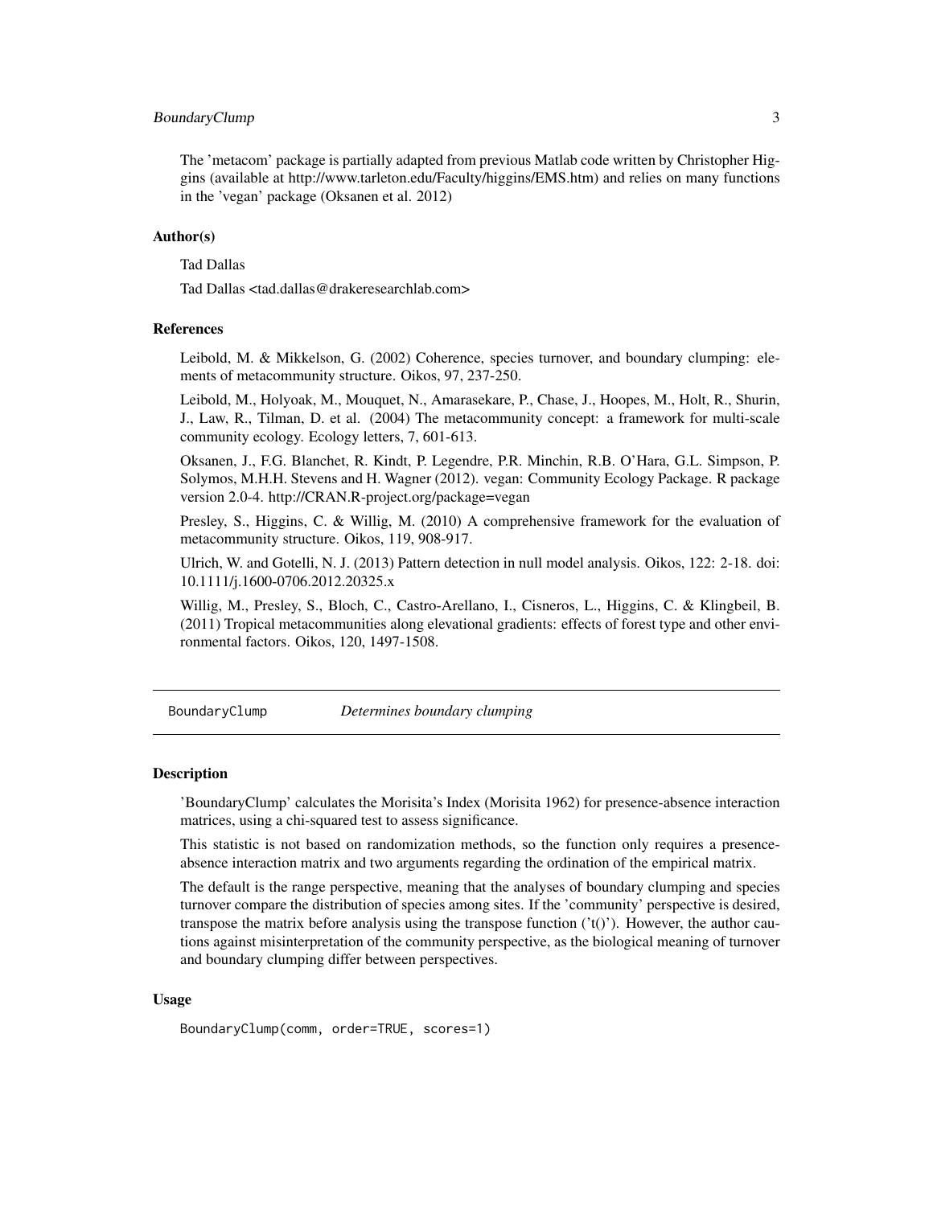The 'metacom' package is partially adapted from previous Matlab code written by Christopher Higgins (available at http://www.tarleton.edu/Faculty/higgins/EMS.htm) and relies on many functions in the 'vegan' package (Oksanen et al. 2012)

### Author(s)

Tad Dallas

Tad Dallas <tad.dallas@drakeresearchlab.com>

### References

Leibold, M. & Mikkelson, G. (2002) Coherence, species turnover, and boundary clumping: elements of metacommunity structure. Oikos, 97, 237-250.

Leibold, M., Holyoak, M., Mouquet, N., Amarasekare, P., Chase, J., Hoopes, M., Holt, R., Shurin, J., Law, R., Tilman, D. et al. (2004) The metacommunity concept: a framework for multi-scale community ecology. Ecology letters, 7, 601-613.

Oksanen, J., F.G. Blanchet, R. Kindt, P. Legendre, P.R. Minchin, R.B. O'Hara, G.L. Simpson, P. Solymos, M.H.H. Stevens and H. Wagner (2012). vegan: Community Ecology Package. R package version 2.0-4. http://CRAN.R-project.org/package=vegan

Presley, S., Higgins, C. & Willig, M. (2010) A comprehensive framework for the evaluation of metacommunity structure. Oikos, 119, 908-917.

Ulrich, W. and Gotelli, N. J. (2013) Pattern detection in null model analysis. Oikos, 122: 2-18. doi: 10.1111/j.1600-0706.2012.20325.x

Willig, M., Presley, S., Bloch, C., Castro-Arellano, I., Cisneros, L., Higgins, C. & Klingbeil, B. (2011) Tropical metacommunities along elevational gradients: effects of forest type and other environmental factors. Oikos, 120, 1497-1508.

---

## BoundaryClump *Determines boundary clumping*

---

### Description

'BoundaryClump' calculates the Morisita's Index (Morisita 1962) for presence-absence interaction matrices, using a chi-squared test to assess significance.

This statistic is not based on randomization methods, so the function only requires a presence-absence interaction matrix and two arguments regarding the ordination of the empirical matrix.

The default is the range perspective, meaning that the analyses of boundary clumping and species turnover compare the distribution of species among sites. If the 'community' perspective is desired, transpose the matrix before analysis using the transpose function ('t()'). However, the author cautions against misinterpretation of the community perspective, as the biological meaning of turnover and boundary clumping differ between perspectives.

### Usage

```
BoundaryClump(comm, order=TRUE, scores=1)
```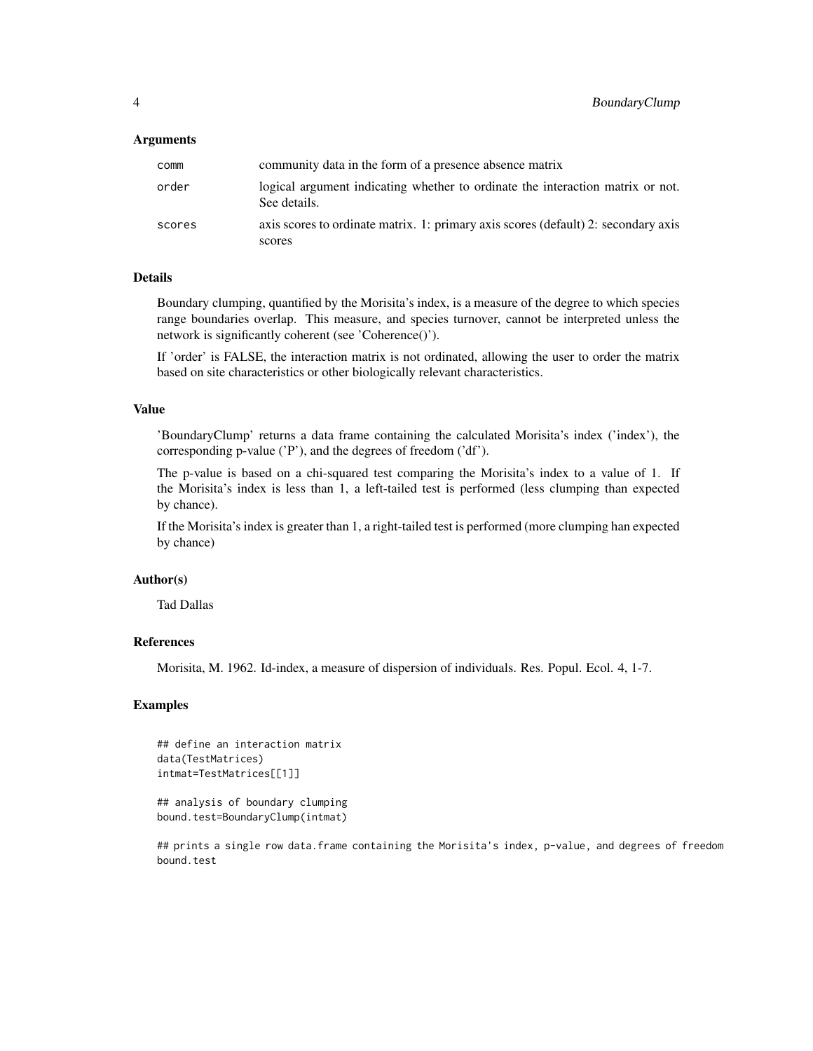### Arguments

| | |
|---|---|
| comm | community data in the form of a presence absence matrix |
| order | logical argument indicating whether to ordinate the interaction matrix or not. See details. |
| scores | axis scores to ordinate matrix. 1: primary axis scores (default) 2: secondary axis scores |

### Details

Boundary clumping, quantified by the Morisita's index, is a measure of the degree to which species range boundaries overlap. This measure, and species turnover, cannot be interpreted unless the network is significantly coherent (see 'Coherence()').

If 'order' is FALSE, the interaction matrix is not ordinated, allowing the user to order the matrix based on site characteristics or other biologically relevant characteristics.

### Value

'BoundaryClump' returns a data frame containing the calculated Morisita's index ('index'), the corresponding p-value ('P'), and the degrees of freedom ('df').

The p-value is based on a chi-squared test comparing the Morisita's index to a value of 1. If the Morisita's index is less than 1, a left-tailed test is performed (less clumping than expected by chance).

If the Morisita's index is greater than 1, a right-tailed test is performed (more clumping han expected by chance)

### Author(s)

Tad Dallas

### References

Morisita, M. 1962. Id-index, a measure of dispersion of individuals. Res. Popul. Ecol. 4, 1-7.

### Examples

```
## define an interaction matrix
data(TestMatrices)
intmat=TestMatrices[[1]]

## analysis of boundary clumping
bound.test=BoundaryClump(intmat)

## prints a single row data.frame containing the Morisita's index, p-value, and degrees of freedom
bound.test
```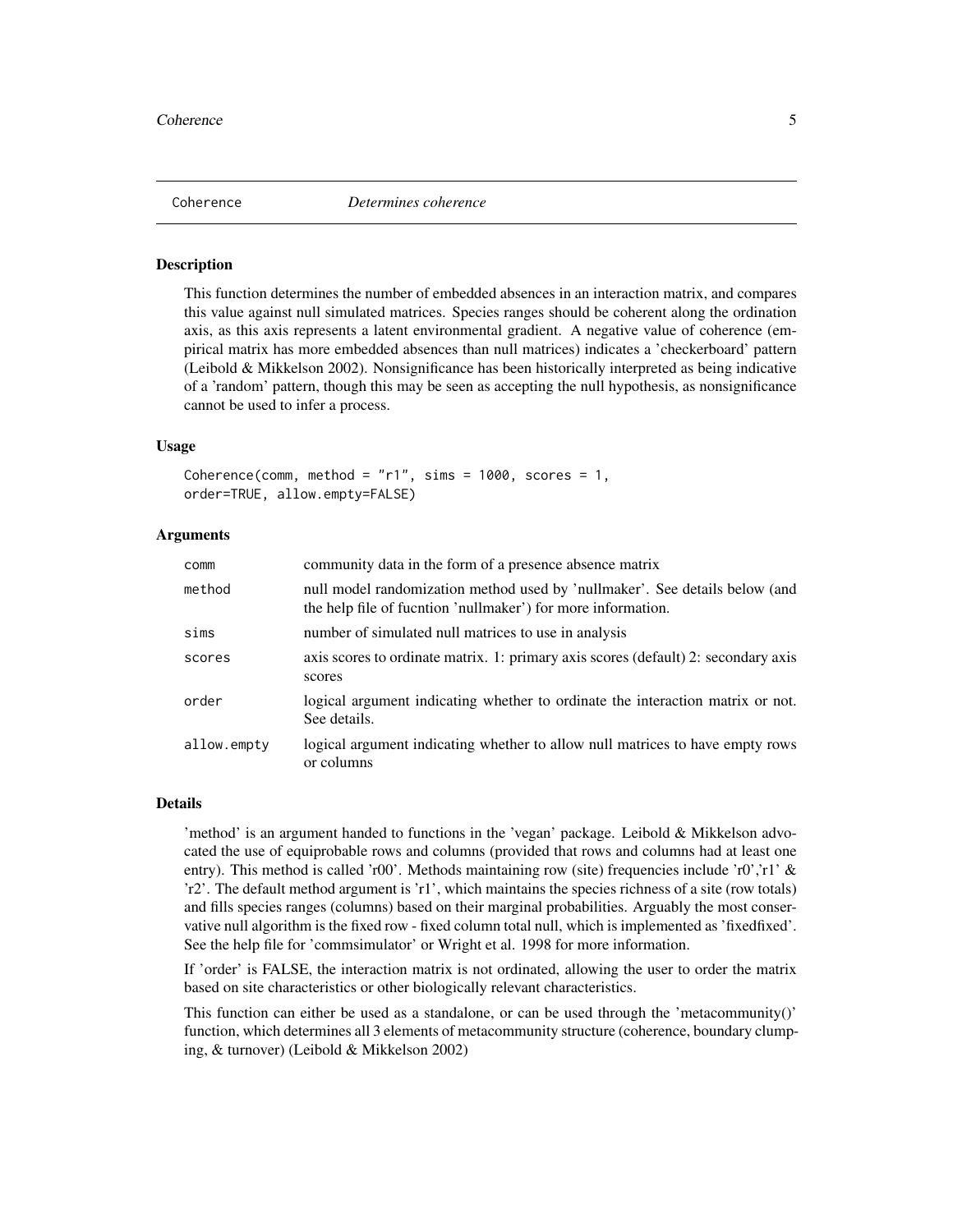# Coherence — *Determines coherence*

## Description

This function determines the number of embedded absences in an interaction matrix, and compares this value against null simulated matrices. Species ranges should be coherent along the ordination axis, as this axis represents a latent environmental gradient. A negative value of coherence (empirical matrix has more embedded absences than null matrices) indicates a 'checkerboard' pattern (Leibold & Mikkelson 2002). Nonsignificance has been historically interpreted as being indicative of a 'random' pattern, though this may be seen as accepting the null hypothesis, as nonsignificance cannot be used to infer a process.

## Usage

```
Coherence(comm, method = "r1", sims = 1000, scores = 1,
order=TRUE, allow.empty=FALSE)
```

## Arguments

| | |
|---|---|
| comm | community data in the form of a presence absence matrix |
| method | null model randomization method used by 'nullmaker'. See details below (and the help file of fucntion 'nullmaker') for more information. |
| sims | number of simulated null matrices to use in analysis |
| scores | axis scores to ordinate matrix. 1: primary axis scores (default) 2: secondary axis scores |
| order | logical argument indicating whether to ordinate the interaction matrix or not. See details. |
| allow.empty | logical argument indicating whether to allow null matrices to have empty rows or columns |

## Details

'method' is an argument handed to functions in the 'vegan' package. Leibold & Mikkelson advocated the use of equiprobable rows and columns (provided that rows and columns had at least one entry). This method is called 'r00'. Methods maintaining row (site) frequencies include 'r0','r1' & 'r2'. The default method argument is 'r1', which maintains the species richness of a site (row totals) and fills species ranges (columns) based on their marginal probabilities. Arguably the most conservative null algorithm is the fixed row - fixed column total null, which is implemented as 'fixedfixed'. See the help file for 'commsimulator' or Wright et al. 1998 for more information.

If 'order' is FALSE, the interaction matrix is not ordinated, allowing the user to order the matrix based on site characteristics or other biologically relevant characteristics.

This function can either be used as a standalone, or can be used through the 'metacommunity()' function, which determines all 3 elements of metacommunity structure (coherence, boundary clumping, & turnover) (Leibold & Mikkelson 2002)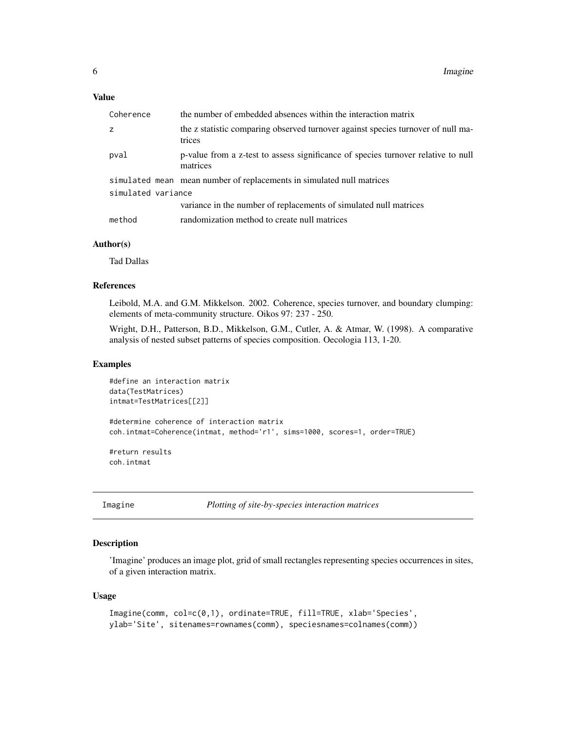### Value

| | |
|---|---|
| Coherence | the number of embedded absences within the interaction matrix |
| z | the z statistic comparing observed turnover against species turnover of null matrices |
| pval | p-value from a z-test to assess significance of species turnover relative to null matrices |
| simulated mean | mean number of replacements in simulated null matrices |
| simulated variance | variance in the number of replacements of simulated null matrices |
| method | randomization method to create null matrices |

### Author(s)

Tad Dallas

### References

Leibold, M.A. and G.M. Mikkelson. 2002. Coherence, species turnover, and boundary clumping: elements of meta-community structure. Oikos 97: 237 - 250.

Wright, D.H., Patterson, B.D., Mikkelson, G.M., Cutler, A. & Atmar, W. (1998). A comparative analysis of nested subset patterns of species composition. Oecologia 113, 1-20.

### Examples

```
#define an interaction matrix
data(TestMatrices)
intmat=TestMatrices[[2]]

#determine coherence of interaction matrix
coh.intmat=Coherence(intmat, method='r1', sims=1000, scores=1, order=TRUE)

#return results
coh.intmat
```

---

## Imagine *Plotting of site-by-species interaction matrices*

---

### Description

'Imagine' produces an image plot, grid of small rectangles representing species occurrences in sites, of a given interaction matrix.

### Usage

```
Imagine(comm, col=c(0,1), ordinate=TRUE, fill=TRUE, xlab='Species',
ylab='Site', sitenames=rownames(comm), speciesnames=colnames(comm))
```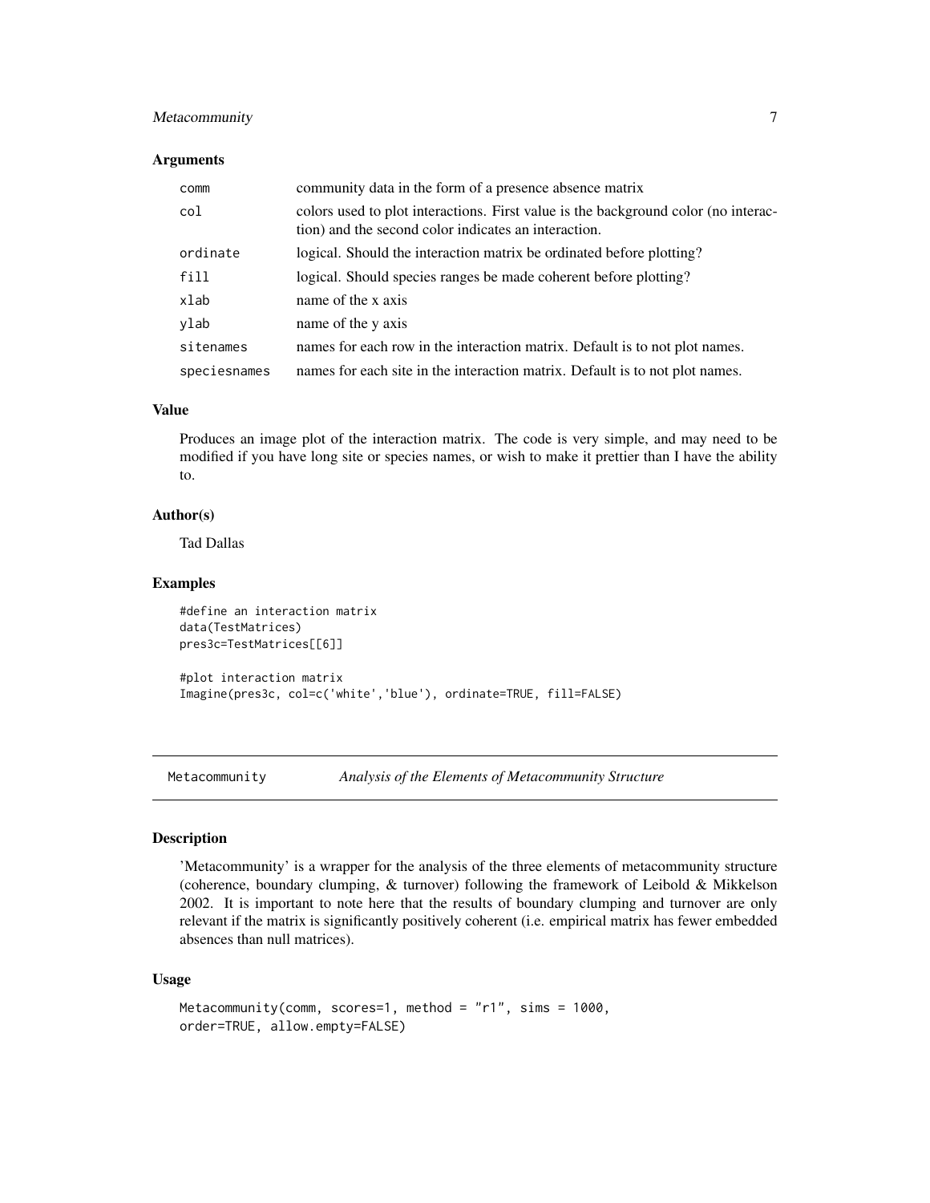### Arguments

| | |
|---|---|
| `comm` | community data in the form of a presence absence matrix |
| `col` | colors used to plot interactions. First value is the background color (no interaction) and the second color indicates an interaction. |
| `ordinate` | logical. Should the interaction matrix be ordinated before plotting? |
| `fill` | logical. Should species ranges be made coherent before plotting? |
| `xlab` | name of the x axis |
| `ylab` | name of the y axis |
| `sitenames` | names for each row in the interaction matrix. Default is to not plot names. |
| `speciesnames` | names for each site in the interaction matrix. Default is to not plot names. |

### Value

Produces an image plot of the interaction matrix. The code is very simple, and may need to be modified if you have long site or species names, or wish to make it prettier than I have the ability to.

### Author(s)

Tad Dallas

### Examples

```
#define an interaction matrix
data(TestMatrices)
pres3c=TestMatrices[[6]]

#plot interaction matrix
Imagine(pres3c, col=c('white','blue'), ordinate=TRUE, fill=FALSE)
```

---

## Metacommunity — *Analysis of the Elements of Metacommunity Structure*

### Description

'Metacommunity' is a wrapper for the analysis of the three elements of metacommunity structure (coherence, boundary clumping, & turnover) following the framework of Leibold & Mikkelson 2002. It is important to note here that the results of boundary clumping and turnover are only relevant if the matrix is significantly positively coherent (i.e. empirical matrix has fewer embedded absences than null matrices).

### Usage

```
Metacommunity(comm, scores=1, method = "r1", sims = 1000,
order=TRUE, allow.empty=FALSE)
```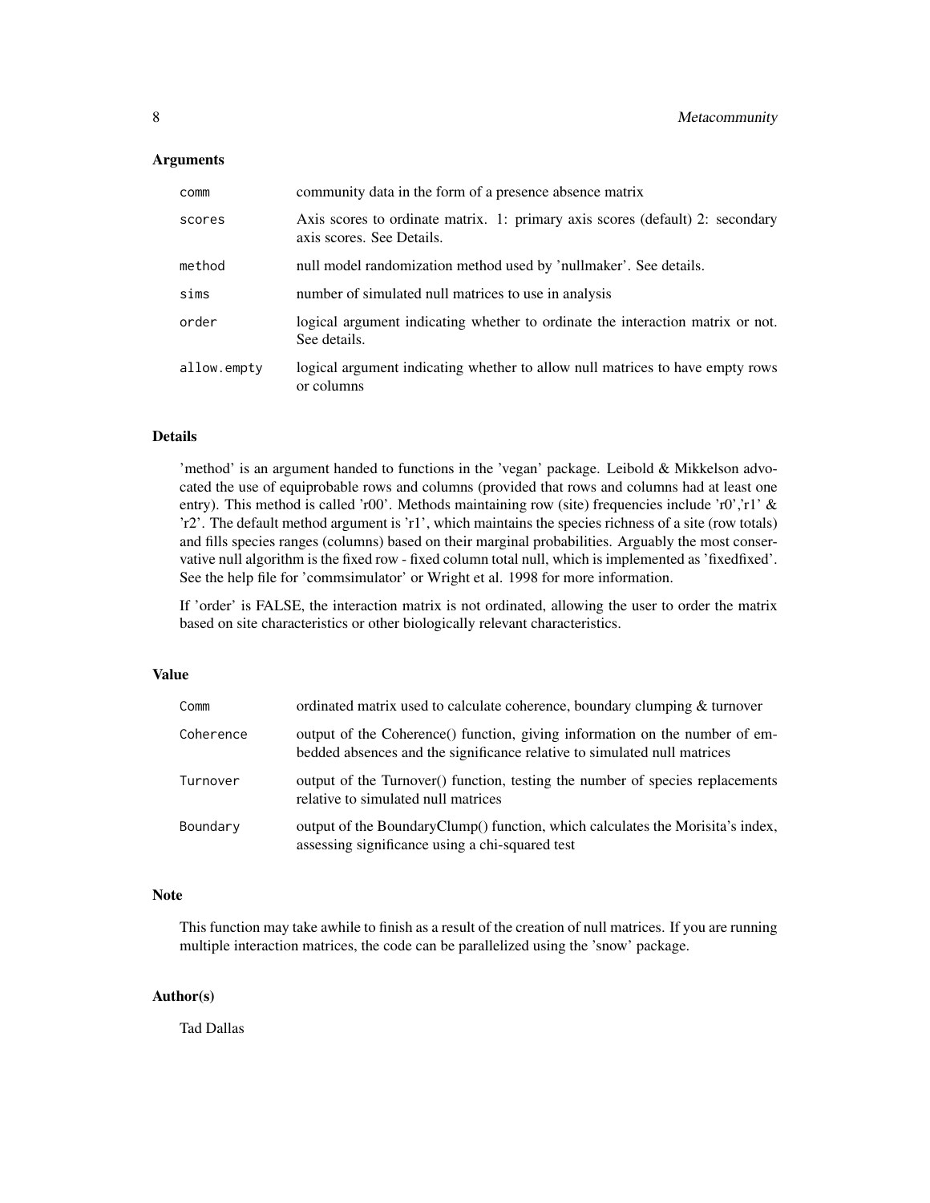### Arguments

| | |
|---|---|
| comm | community data in the form of a presence absence matrix |
| scores | Axis scores to ordinate matrix. 1: primary axis scores (default) 2: secondary axis scores. See Details. |
| method | null model randomization method used by 'nullmaker'. See details. |
| sims | number of simulated null matrices to use in analysis |
| order | logical argument indicating whether to ordinate the interaction matrix or not. See details. |
| allow.empty | logical argument indicating whether to allow null matrices to have empty rows or columns |

### Details

'method' is an argument handed to functions in the 'vegan' package. Leibold & Mikkelson advocated the use of equiprobable rows and columns (provided that rows and columns had at least one entry). This method is called 'r00'. Methods maintaining row (site) frequencies include 'r0','r1' & 'r2'. The default method argument is 'r1', which maintains the species richness of a site (row totals) and fills species ranges (columns) based on their marginal probabilities. Arguably the most conservative null algorithm is the fixed row - fixed column total null, which is implemented as 'fixedfixed'. See the help file for 'commsimulator' or Wright et al. 1998 for more information.

If 'order' is FALSE, the interaction matrix is not ordinated, allowing the user to order the matrix based on site characteristics or other biologically relevant characteristics.

### Value

| | |
|---|---|
| Comm | ordinated matrix used to calculate coherence, boundary clumping & turnover |
| Coherence | output of the Coherence() function, giving information on the number of embedded absences and the significance relative to simulated null matrices |
| Turnover | output of the Turnover() function, testing the number of species replacements relative to simulated null matrices |
| Boundary | output of the BoundaryClump() function, which calculates the Morisita's index, assessing significance using a chi-squared test |

### Note

This function may take awhile to finish as a result of the creation of null matrices. If you are running multiple interaction matrices, the code can be parallelized using the 'snow' package.

### Author(s)

Tad Dallas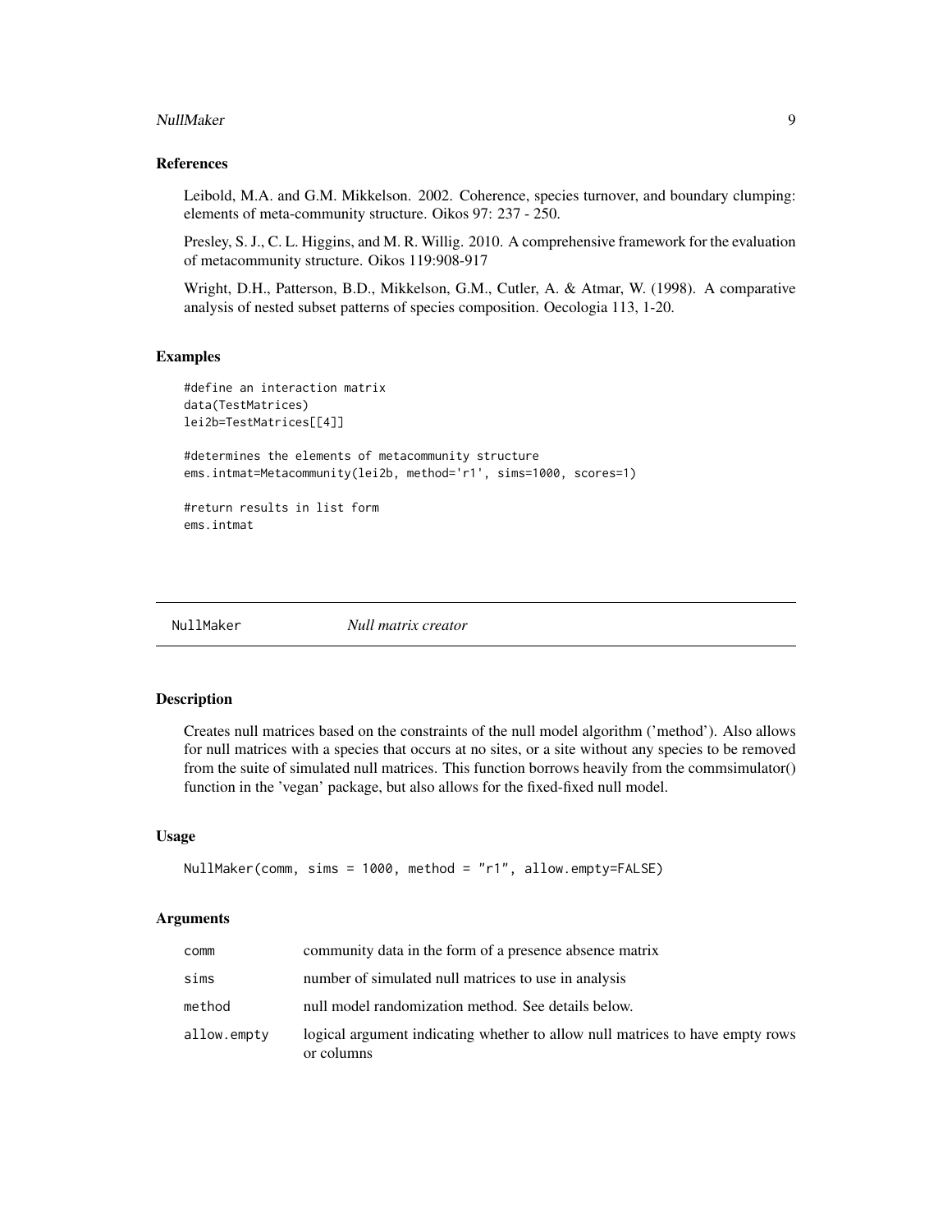### References

Leibold, M.A. and G.M. Mikkelson. 2002. Coherence, species turnover, and boundary clumping: elements of meta-community structure. Oikos 97: 237 - 250.

Presley, S. J., C. L. Higgins, and M. R. Willig. 2010. A comprehensive framework for the evaluation of metacommunity structure. Oikos 119:908-917

Wright, D.H., Patterson, B.D., Mikkelson, G.M., Cutler, A. & Atmar, W. (1998). A comparative analysis of nested subset patterns of species composition. Oecologia 113, 1-20.

### Examples

```
#define an interaction matrix
data(TestMatrices)
lei2b=TestMatrices[[4]]

#determines the elements of metacommunity structure
ems.intmat=Metacommunity(lei2b, method='r1', sims=1000, scores=1)

#return results in list form
ems.intmat
```

---

## NullMaker *Null matrix creator*

---

### Description

Creates null matrices based on the constraints of the null model algorithm ('method'). Also allows for null matrices with a species that occurs at no sites, or a site without any species to be removed from the suite of simulated null matrices. This function borrows heavily from the commsimulator() function in the 'vegan' package, but also allows for the fixed-fixed null model.

### Usage

```
NullMaker(comm, sims = 1000, method = "r1", allow.empty=FALSE)
```

### Arguments

| | |
|---|---|
| comm | community data in the form of a presence absence matrix |
| sims | number of simulated null matrices to use in analysis |
| method | null model randomization method. See details below. |
| allow.empty | logical argument indicating whether to allow null matrices to have empty rows or columns |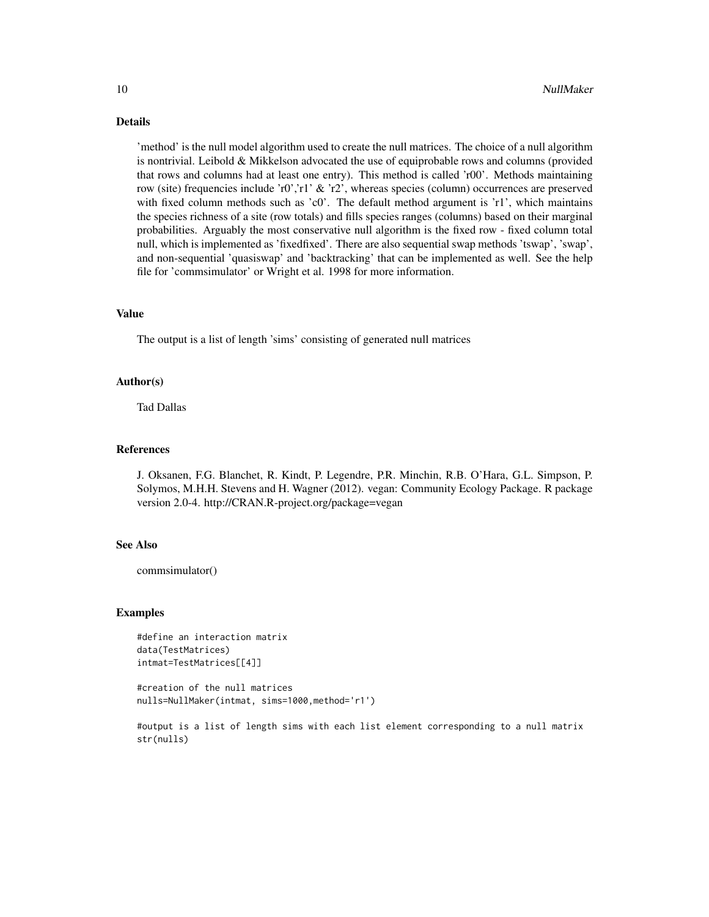### Details

'method' is the null model algorithm used to create the null matrices. The choice of a null algorithm is nontrivial. Leibold & Mikkelson advocated the use of equiprobable rows and columns (provided that rows and columns had at least one entry). This method is called 'r00'. Methods maintaining row (site) frequencies include 'r0','r1' & 'r2', whereas species (column) occurrences are preserved with fixed column methods such as 'c0'. The default method argument is 'r1', which maintains the species richness of a site (row totals) and fills species ranges (columns) based on their marginal probabilities. Arguably the most conservative null algorithm is the fixed row - fixed column total null, which is implemented as 'fixedfixed'. There are also sequential swap methods 'tswap', 'swap', and non-sequential 'quasiswap' and 'backtracking' that can be implemented as well. See the help file for 'commsimulator' or Wright et al. 1998 for more information.

### Value

The output is a list of length 'sims' consisting of generated null matrices

### Author(s)

Tad Dallas

### References

J. Oksanen, F.G. Blanchet, R. Kindt, P. Legendre, P.R. Minchin, R.B. O'Hara, G.L. Simpson, P. Solymos, M.H.H. Stevens and H. Wagner (2012). vegan: Community Ecology Package. R package version 2.0-4. http://CRAN.R-project.org/package=vegan

### See Also

commsimulator()

### Examples

```
#define an interaction matrix
data(TestMatrices)
intmat=TestMatrices[[4]]

#creation of the null matrices
nulls=NullMaker(intmat, sims=1000,method='r1')

#output is a list of length sims with each list element corresponding to a null matrix
str(nulls)
```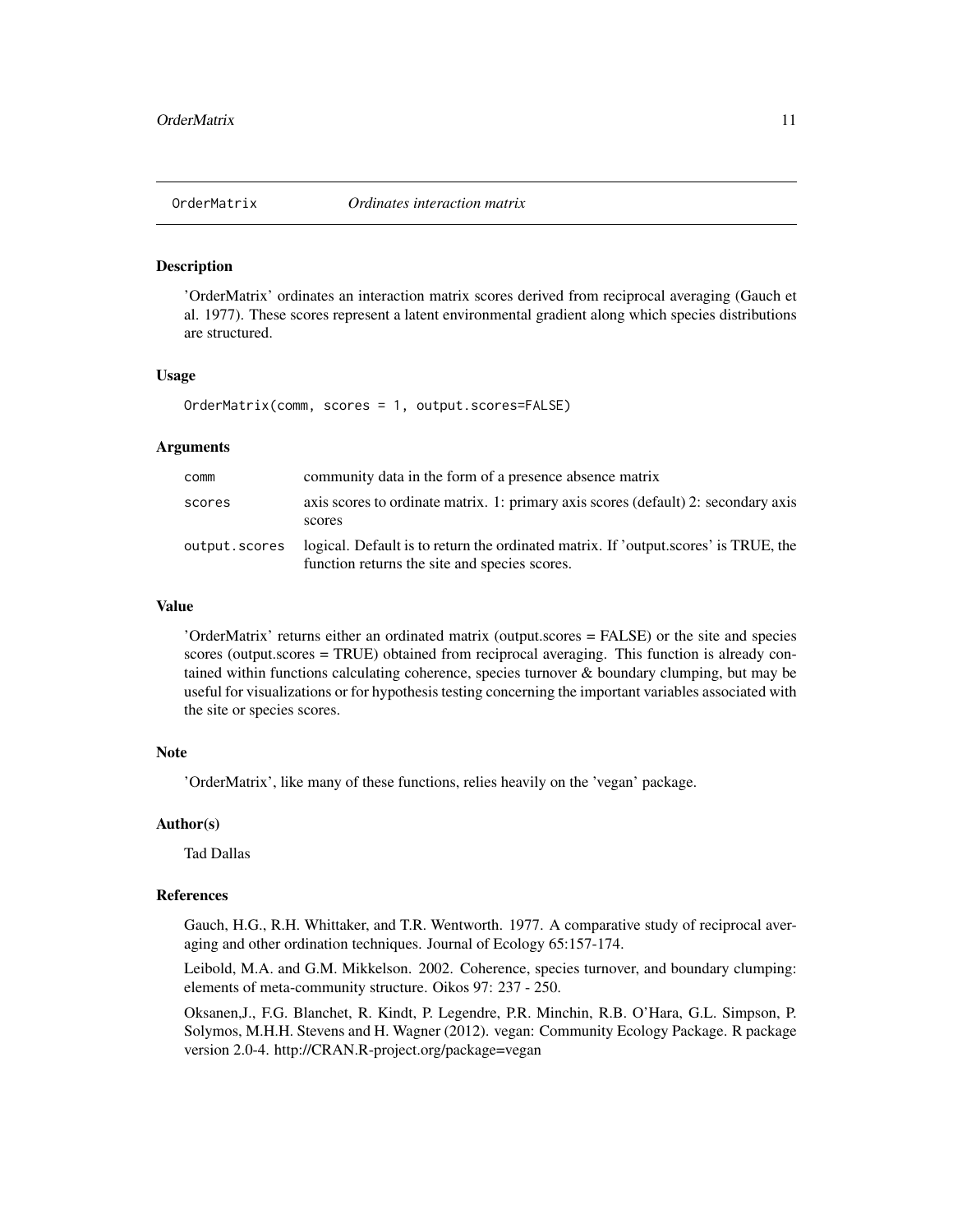## OrderMatrix — *Ordinates interaction matrix*

### Description

'OrderMatrix' ordinates an interaction matrix scores derived from reciprocal averaging (Gauch et al. 1977). These scores represent a latent environmental gradient along which species distributions are structured.

### Usage

```
OrderMatrix(comm, scores = 1, output.scores=FALSE)
```

### Arguments

| | |
|---|---|
| `comm` | community data in the form of a presence absence matrix |
| `scores` | axis scores to ordinate matrix. 1: primary axis scores (default) 2: secondary axis scores |
| `output.scores` | logical. Default is to return the ordinated matrix. If 'output.scores' is TRUE, the function returns the site and species scores. |

### Value

'OrderMatrix' returns either an ordinated matrix (output.scores = FALSE) or the site and species scores (output.scores = TRUE) obtained from reciprocal averaging. This function is already contained within functions calculating coherence, species turnover & boundary clumping, but may be useful for visualizations or for hypothesis testing concerning the important variables associated with the site or species scores.

### Note

'OrderMatrix', like many of these functions, relies heavily on the 'vegan' package.

### Author(s)

Tad Dallas

### References

Gauch, H.G., R.H. Whittaker, and T.R. Wentworth. 1977. A comparative study of reciprocal averaging and other ordination techniques. Journal of Ecology 65:157-174.

Leibold, M.A. and G.M. Mikkelson. 2002. Coherence, species turnover, and boundary clumping: elements of meta-community structure. Oikos 97: 237 - 250.

Oksanen,J., F.G. Blanchet, R. Kindt, P. Legendre, P.R. Minchin, R.B. O'Hara, G.L. Simpson, P. Solymos, M.H.H. Stevens and H. Wagner (2012). vegan: Community Ecology Package. R package version 2.0-4. http://CRAN.R-project.org/package=vegan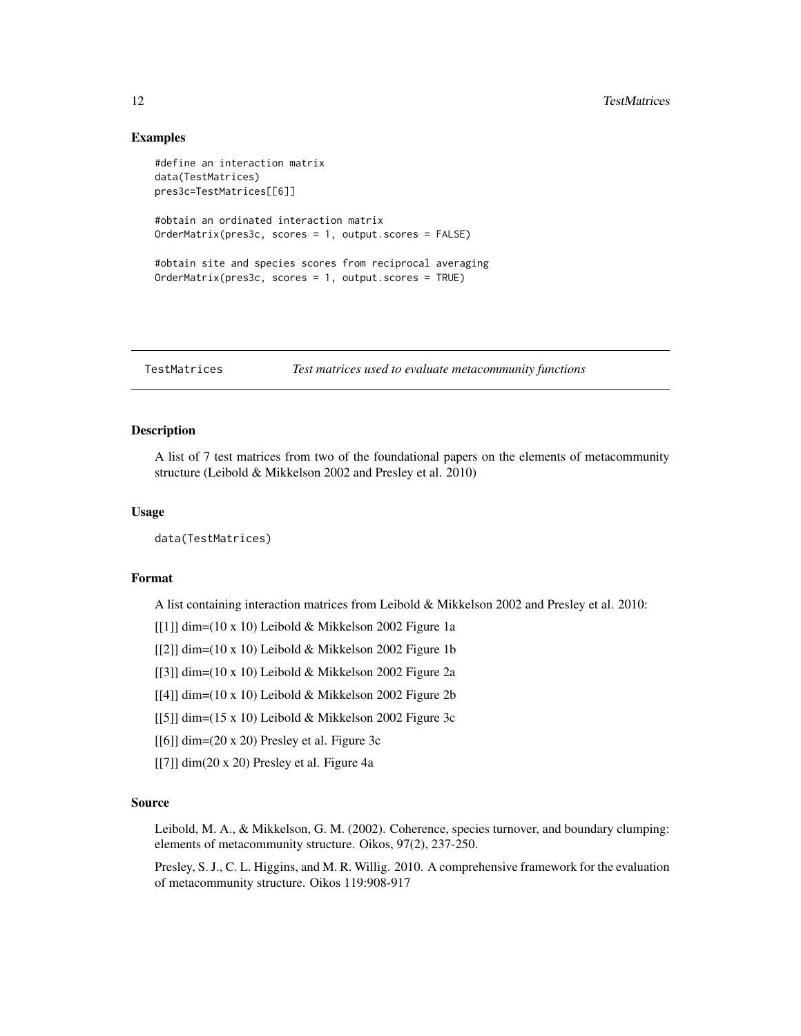## Examples

```
#define an interaction matrix
data(TestMatrices)
pres3c=TestMatrices[[6]]

#obtain an ordinated interaction matrix
OrderMatrix(pres3c, scores = 1, output.scores = FALSE)

#obtain site and species scores from reciprocal averaging
OrderMatrix(pres3c, scores = 1, output.scores = TRUE)
```

# TestMatrices    *Test matrices used to evaluate metacommunity functions*

## Description

A list of 7 test matrices from two of the foundational papers on the elements of metacommunity structure (Leibold & Mikkelson 2002 and Presley et al. 2010)

## Usage

```
data(TestMatrices)
```

## Format

A list containing interaction matrices from Leibold & Mikkelson 2002 and Presley et al. 2010:

[[1]] dim=(10 x 10) Leibold & Mikkelson 2002 Figure 1a

[[2]] dim=(10 x 10) Leibold & Mikkelson 2002 Figure 1b

[[3]] dim=(10 x 10) Leibold & Mikkelson 2002 Figure 2a

[[4]] dim=(10 x 10) Leibold & Mikkelson 2002 Figure 2b

[[5]] dim=(15 x 10) Leibold & Mikkelson 2002 Figure 3c

[[6]] dim=(20 x 20) Presley et al. Figure 3c

[[7]] dim(20 x 20) Presley et al. Figure 4a

## Source

Leibold, M. A., & Mikkelson, G. M. (2002). Coherence, species turnover, and boundary clumping: elements of metacommunity structure. Oikos, 97(2), 237-250.

Presley, S. J., C. L. Higgins, and M. R. Willig. 2010. A comprehensive framework for the evaluation of metacommunity structure. Oikos 119:908-917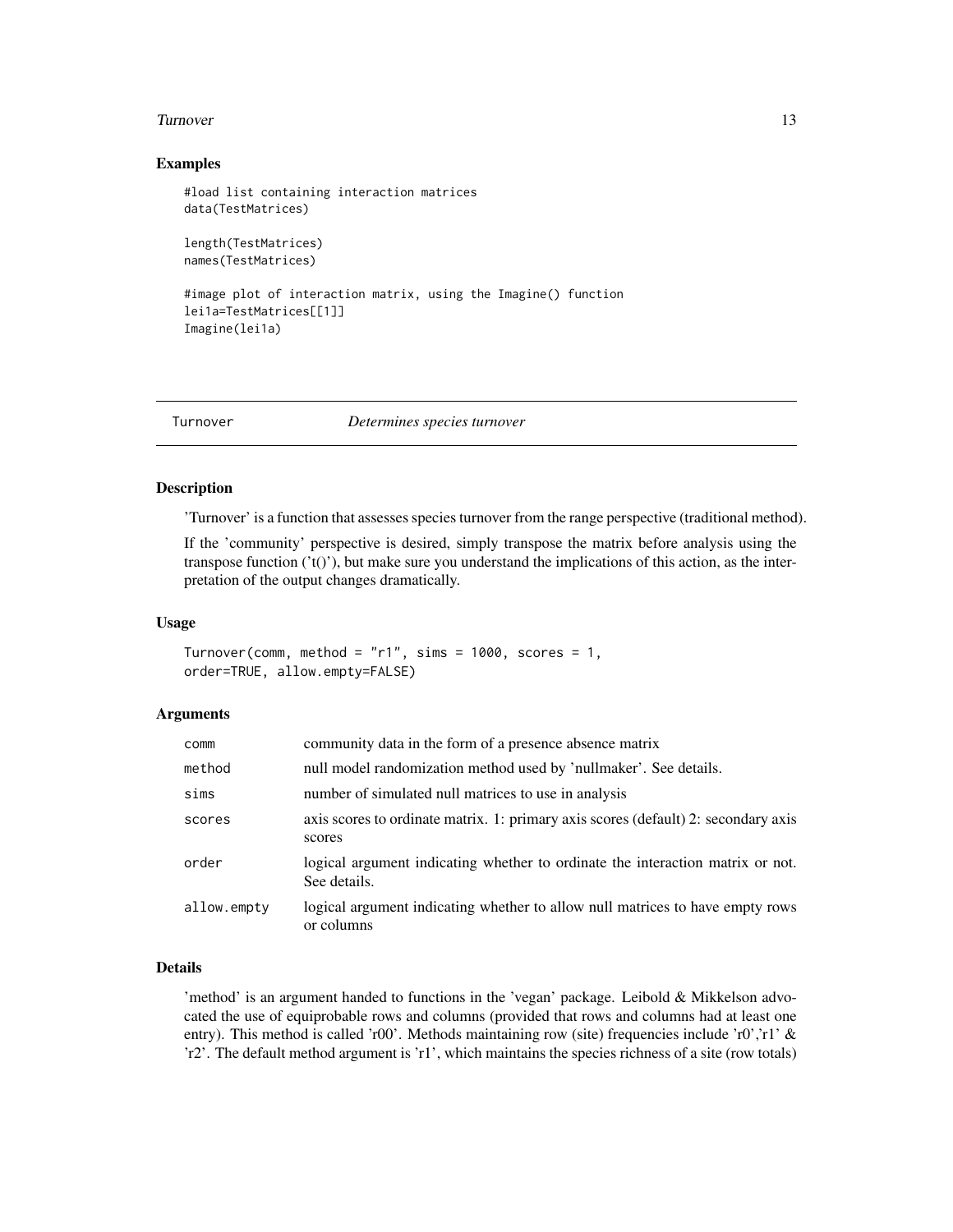### Examples

```
#load list containing interaction matrices
data(TestMatrices)

length(TestMatrices)
names(TestMatrices)

#image plot of interaction matrix, using the Imagine() function
lei1a=TestMatrices[[1]]
Imagine(lei1a)
```

## Turnover *Determines species turnover*

### Description

'Turnover' is a function that assesses species turnover from the range perspective (traditional method).

If the 'community' perspective is desired, simply transpose the matrix before analysis using the transpose function ('t()'), but make sure you understand the implications of this action, as the interpretation of the output changes dramatically.

### Usage

```
Turnover(comm, method = "r1", sims = 1000, scores = 1,
order=TRUE, allow.empty=FALSE)
```

### Arguments

| | |
|---|---|
| comm | community data in the form of a presence absence matrix |
| method | null model randomization method used by 'nullmaker'. See details. |
| sims | number of simulated null matrices to use in analysis |
| scores | axis scores to ordinate matrix. 1: primary axis scores (default) 2: secondary axis scores |
| order | logical argument indicating whether to ordinate the interaction matrix or not. See details. |
| allow.empty | logical argument indicating whether to allow null matrices to have empty rows or columns |

### Details

'method' is an argument handed to functions in the 'vegan' package. Leibold & Mikkelson advocated the use of equiprobable rows and columns (provided that rows and columns had at least one entry). This method is called 'r00'. Methods maintaining row (site) frequencies include 'r0','r1' & 'r2'. The default method argument is 'r1', which maintains the species richness of a site (row totals)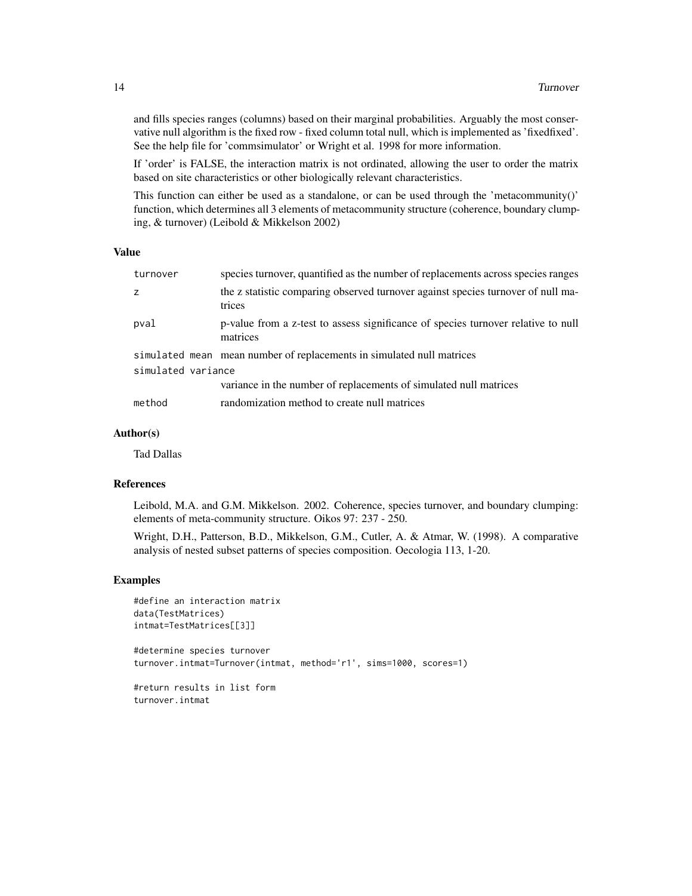and fills species ranges (columns) based on their marginal probabilities. Arguably the most conservative null algorithm is the fixed row - fixed column total null, which is implemented as 'fixedfixed'. See the help file for 'commsimulator' or Wright et al. 1998 for more information.

If 'order' is FALSE, the interaction matrix is not ordinated, allowing the user to order the matrix based on site characteristics or other biologically relevant characteristics.

This function can either be used as a standalone, or can be used through the 'metacommunity()' function, which determines all 3 elements of metacommunity structure (coherence, boundary clumping, & turnover) (Leibold & Mikkelson 2002)

### Value

| | |
|---|---|
| turnover | species turnover, quantified as the number of replacements across species ranges |
| z | the z statistic comparing observed turnover against species turnover of null matrices |
| pval | p-value from a z-test to assess significance of species turnover relative to null matrices |
| simulated mean | mean number of replacements in simulated null matrices |
| simulated variance | variance in the number of replacements of simulated null matrices |
| method | randomization method to create null matrices |

### Author(s)

Tad Dallas

### References

Leibold, M.A. and G.M. Mikkelson. 2002. Coherence, species turnover, and boundary clumping: elements of meta-community structure. Oikos 97: 237 - 250.

Wright, D.H., Patterson, B.D., Mikkelson, G.M., Cutler, A. & Atmar, W. (1998). A comparative analysis of nested subset patterns of species composition. Oecologia 113, 1-20.

### Examples

```
#define an interaction matrix
data(TestMatrices)
intmat=TestMatrices[[3]]

#determine species turnover
turnover.intmat=Turnover(intmat, method='r1', sims=1000, scores=1)

#return results in list form
turnover.intmat
```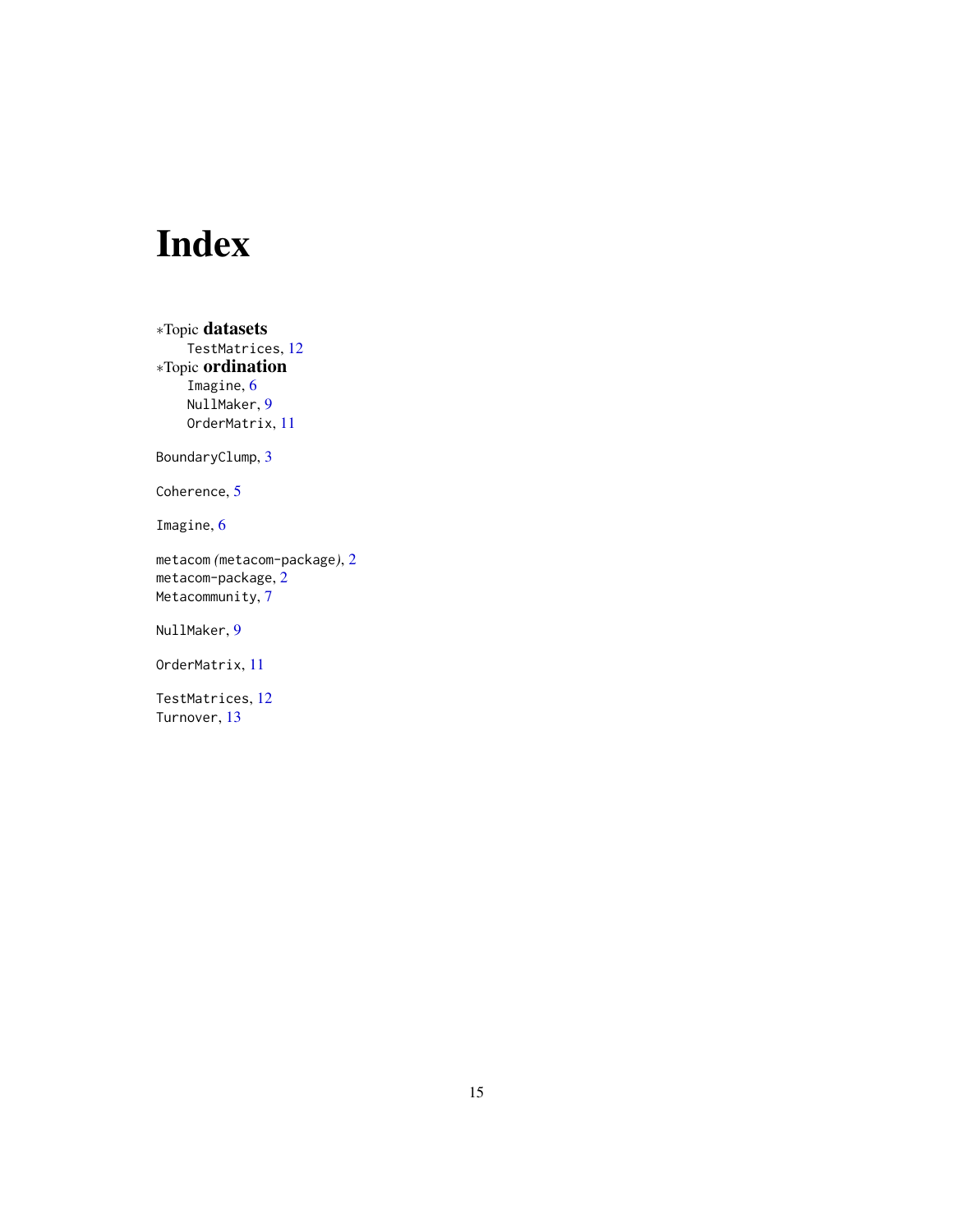# Index

*Topic **datasets**
  TestMatrices, 12
*Topic **ordination**
  Imagine, 6
  NullMaker, 9
  OrderMatrix, 11

BoundaryClump, 3

Coherence, 5

Imagine, 6

metacom (metacom-package), 2
metacom-package, 2
Metacommunity, 7

NullMaker, 9

OrderMatrix, 11

TestMatrices, 12
Turnover, 13